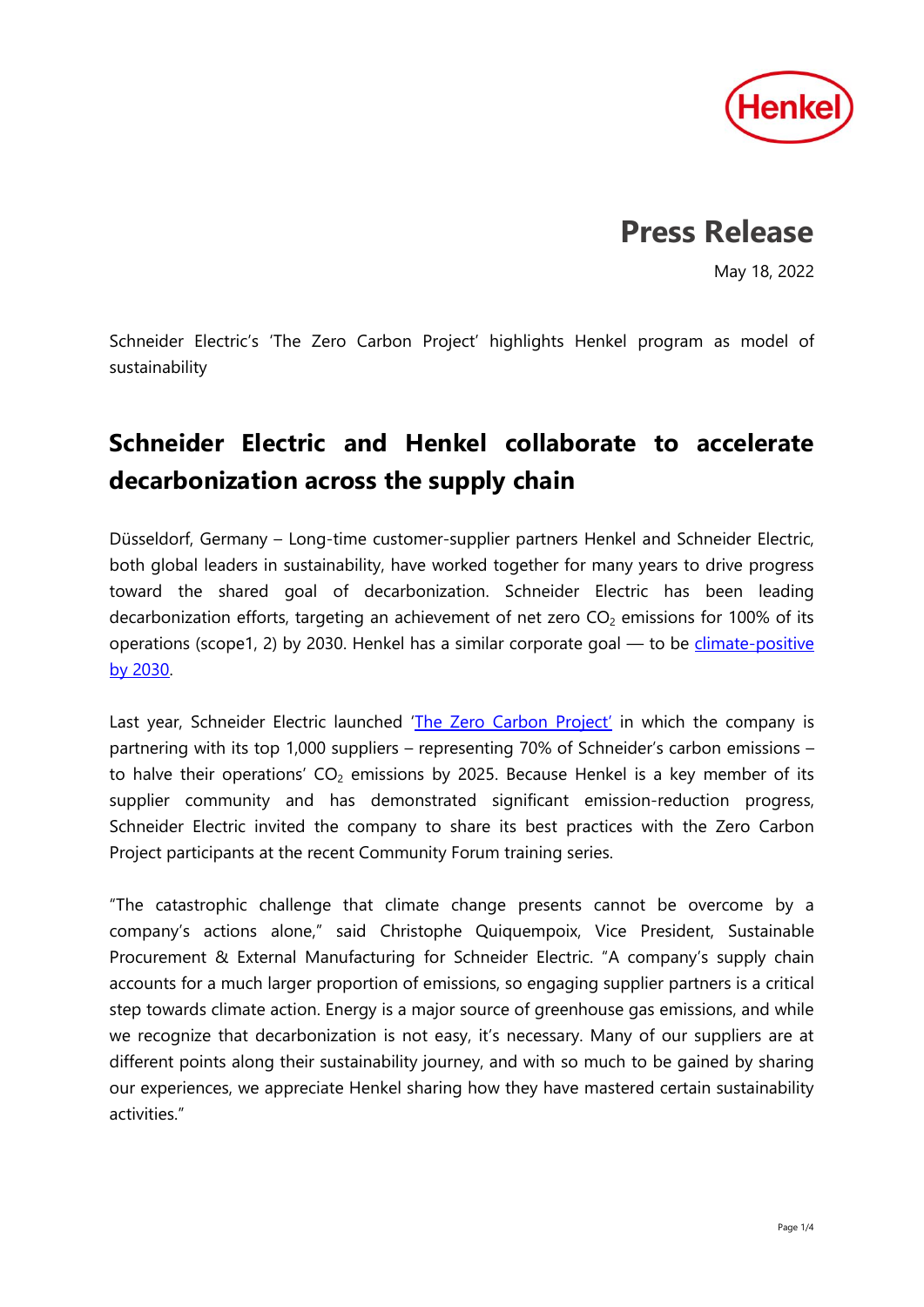# Press Release

May 18, 2022

Schneider Electric's 'The Zero Carbon Project' highlights Henkel program as model of sustainability

## Schneider Electric and Henkel collaborate to accelerate decarbonization across the supply chain

Düsseldorf, Germany – Long-time customer-supplier partners Henkel and Schneider Electric, both global leaders in sustainability, have worked together for many years to drive progress toward the shared goal of decarbonization. Schneider Electric has been leading decarbonization efforts, targeting an achievement of net zero $CO_2$ emissions for 100% of its operations (scope1, 2) by 2030. Henkel has a similar corporate goal — to be climate-positive by 2030.

Last year, Schneider Electric launched 'The Zero Carbon Project' in which the company is partnering with its top 1,000 suppliers – representing 70% of Schneider's carbon emissions – to halve their operations' $CO_2$ emissions by 2025. Because Henkel is a key member of its supplier community and has demonstrated significant emission-reduction progress, Schneider Electric invited the company to share its best practices with the Zero Carbon Project participants at the recent Community Forum training series.

"The catastrophic challenge that climate change presents cannot be overcome by a company's actions alone," said Christophe Quiquempoix, Vice President, Sustainable Procurement & External Manufacturing for Schneider Electric. "A company's supply chain accounts for a much larger proportion of emissions, so engaging supplier partners is a critical step towards climate action. Energy is a major source of greenhouse gas emissions, and while we recognize that decarbonization is not easy, it's necessary. Many of our suppliers are at different points along their sustainability journey, and with so much to be gained by sharing our experiences, we appreciate Henkel sharing how they have mastered certain sustainability activities."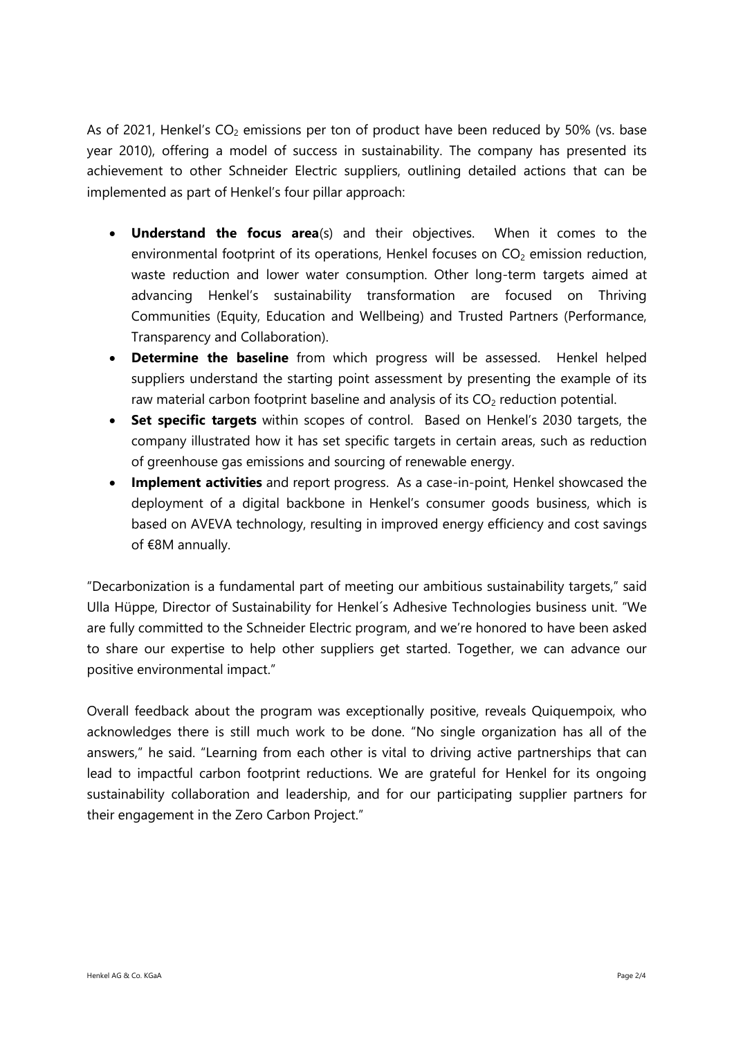As of 2021, Henkel's $CO_2$ emissions per ton of product have been reduced by 50% (vs. base year 2010), offering a model of success in sustainability. The company has presented its achievement to other Schneider Electric suppliers, outlining detailed actions that can be implemented as part of Henkel's four pillar approach:

- **Understand the focus area**(s) and their objectives. When it comes to the environmental footprint of its operations, Henkel focuses on $CO_2$ emission reduction, waste reduction and lower water consumption. Other long-term targets aimed at advancing Henkel's sustainability transformation are focused on Thriving Communities (Equity, Education and Wellbeing) and Trusted Partners (Performance, Transparency and Collaboration).
- **Determine the baseline** from which progress will be assessed. Henkel helped suppliers understand the starting point assessment by presenting the example of its raw material carbon footprint baseline and analysis of its $CO_2$ reduction potential.
- **Set specific targets** within scopes of control. Based on Henkel's 2030 targets, the company illustrated how it has set specific targets in certain areas, such as reduction of greenhouse gas emissions and sourcing of renewable energy.
- **Implement activities** and report progress. As a case-in-point, Henkel showcased the deployment of a digital backbone in Henkel's consumer goods business, which is based on AVEVA technology, resulting in improved energy efficiency and cost savings of €8M annually.

"Decarbonization is a fundamental part of meeting our ambitious sustainability targets," said Ulla Hüppe, Director of Sustainability for Henkel´s Adhesive Technologies business unit. "We are fully committed to the Schneider Electric program, and we're honored to have been asked to share our expertise to help other suppliers get started. Together, we can advance our positive environmental impact."

Overall feedback about the program was exceptionally positive, reveals Quiquempoix, who acknowledges there is still much work to be done. "No single organization has all of the answers," he said. "Learning from each other is vital to driving active partnerships that can lead to impactful carbon footprint reductions. We are grateful for Henkel for its ongoing sustainability collaboration and leadership, and for our participating supplier partners for their engagement in the Zero Carbon Project."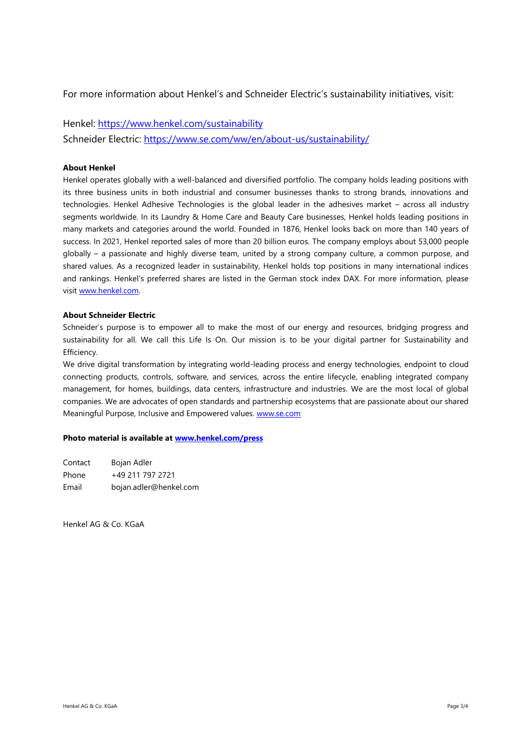For more information about Henkel's and Schneider Electric's sustainability initiatives, visit:

Henkel: https://www.henkel.com/sustainability
Schneider Electric: https://www.se.com/ww/en/about-us/sustainability/

**About Henkel**

Henkel operates globally with a well-balanced and diversified portfolio. The company holds leading positions with its three business units in both industrial and consumer businesses thanks to strong brands, innovations and technologies. Henkel Adhesive Technologies is the global leader in the adhesives market – across all industry segments worldwide. In its Laundry & Home Care and Beauty Care businesses, Henkel holds leading positions in many markets and categories around the world. Founded in 1876, Henkel looks back on more than 140 years of success. In 2021, Henkel reported sales of more than 20 billion euros. The company employs about 53,000 people globally – a passionate and highly diverse team, united by a strong company culture, a common purpose, and shared values. As a recognized leader in sustainability, Henkel holds top positions in many international indices and rankings. Henkel's preferred shares are listed in the German stock index DAX. For more information, please visit www.henkel.com.

**About Schneider Electric**

Schneider's purpose is to empower all to make the most of our energy and resources, bridging progress and sustainability for all. We call this Life Is On. Our mission is to be your digital partner for Sustainability and Efficiency.

We drive digital transformation by integrating world-leading process and energy technologies, endpoint to cloud connecting products, controls, software, and services, across the entire lifecycle, enabling integrated company management, for homes, buildings, data centers, infrastructure and industries. We are the most local of global companies. We are advocates of open standards and partnership ecosystems that are passionate about our shared Meaningful Purpose, Inclusive and Empowered values. www.se.com

**Photo material is available at www.henkel.com/press**

| | |
|---|---|
| Contact | Bojan Adler |
| Phone | +49 211 797 2721 |
| Email | bojan.adler@henkel.com |

Henkel AG & Co. KGaA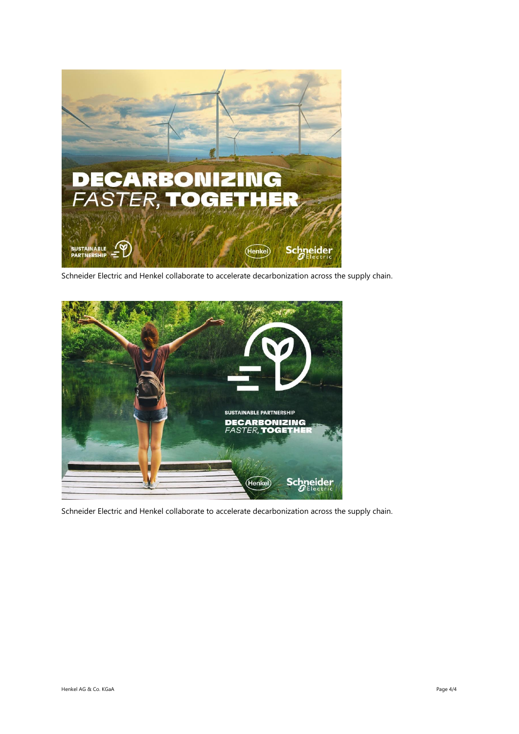Schneider Electric and Henkel collaborate to accelerate decarbonization across the supply chain.

Schneider Electric and Henkel collaborate to accelerate decarbonization across the supply chain.